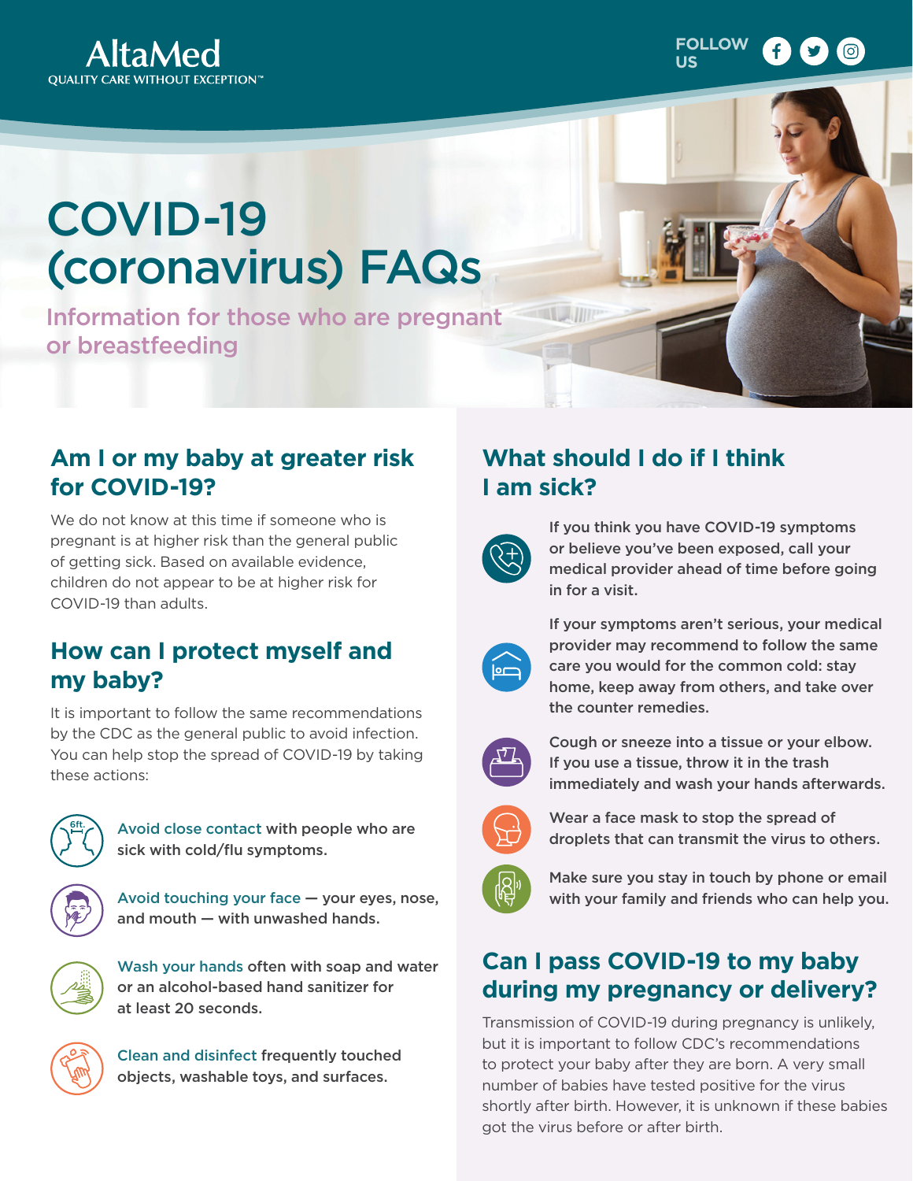AltaMed

QUALITY CARE WITHOUT EXCEPTION™

FOLLOW US

# COVID-19 (coronavirus) FAQs

Information for those who are pregnant or breastfeeding

## Am I or my baby at greater risk for COVID-19?

We do not know at this time if someone who is pregnant is at higher risk than the general public of getting sick. Based on available evidence, children do not appear to be at higher risk for COVID-19 than adults.

## How can I protect myself and my baby?

It is important to follow the same recommendations by the CDC as the general public to avoid infection. You can help stop the spread of COVID-19 by taking these actions:

- **Avoid close contact** with people who are sick with cold/flu symptoms.
- **Avoid touching your face** — your eyes, nose, and mouth — with unwashed hands.
- **Wash your hands** often with soap and water or an alcohol-based hand sanitizer for at least 20 seconds.
- **Clean and disinfect** frequently touched objects, washable toys, and surfaces.

## What should I do if I think I am sick?

- If you think you have COVID-19 symptoms or believe you've been exposed, call your medical provider ahead of time before going in for a visit.
- If your symptoms aren't serious, your medical provider may recommend to follow the same care you would for the common cold: stay home, keep away from others, and take over the counter remedies.
- Cough or sneeze into a tissue or your elbow. If you use a tissue, throw it in the trash immediately and wash your hands afterwards.
- Wear a face mask to stop the spread of droplets that can transmit the virus to others.
- Make sure you stay in touch by phone or email with your family and friends who can help you.

## Can I pass COVID-19 to my baby during my pregnancy or delivery?

Transmission of COVID-19 during pregnancy is unlikely, but it is important to follow CDC's recommendations to protect your baby after they are born. A very small number of babies have tested positive for the virus shortly after birth. However, it is unknown if these babies got the virus before or after birth.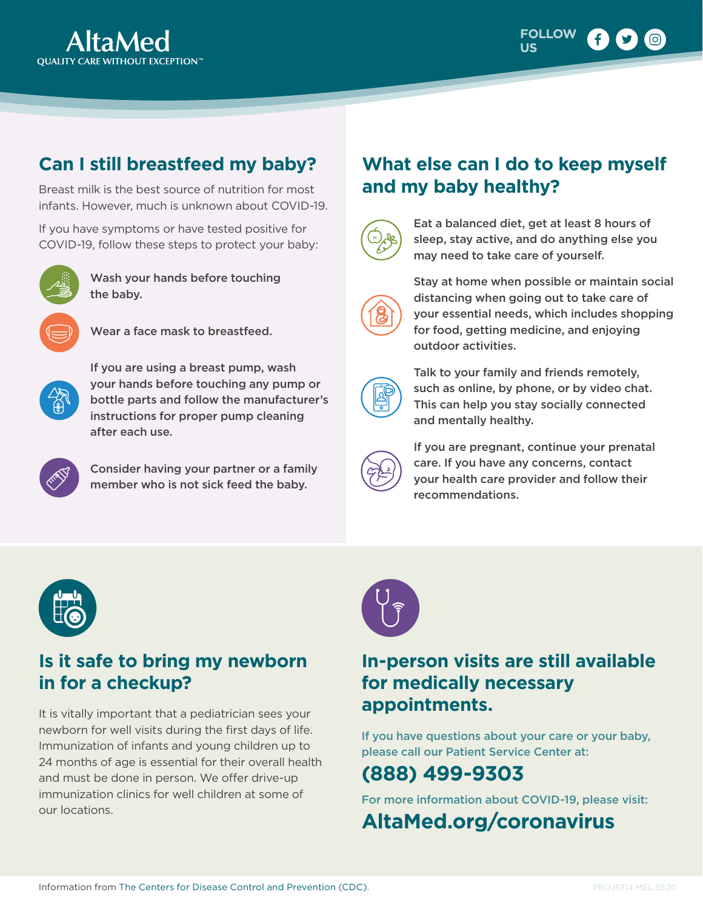AltaMed

QUALITY CARE WITHOUT EXCEPTION™

FOLLOW US

## Can I still breastfeed my baby?

Breast milk is the best source of nutrition for most infants. However, much is unknown about COVID-19.

If you have symptoms or have tested positive for COVID-19, follow these steps to protect your baby:

- **Wash your hands before touching the baby.**
- **Wear a face mask to breastfeed.**
- **If you are using a breast pump, wash your hands before touching any pump or bottle parts and follow the manufacturer's instructions for proper pump cleaning after each use.**
- **Consider having your partner or a family member who is not sick feed the baby.**

## What else can I do to keep myself and my baby healthy?

- **Eat a balanced diet, get at least 8 hours of sleep, stay active, and do anything else you may need to take care of yourself.**
- **Stay at home when possible or maintain social distancing when going out to take care of your essential needs, which includes shopping for food, getting medicine, and enjoying outdoor activities.**
- **Talk to your family and friends remotely, such as online, by phone, or by video chat. This can help you stay socially connected and mentally healthy.**
- **If you are pregnant, continue your prenatal care. If you have any concerns, contact your health care provider and follow their recommendations.**

## Is it safe to bring my newborn in for a checkup?

It is vitally important that a pediatrician sees your newborn for well visits during the first days of life. Immunization of infants and young children up to 24 months of age is essential for their overall health and must be done in person. We offer drive-up immunization clinics for well children at some of our locations.

## In-person visits are still available for medically necessary appointments.

If you have questions about your care or your baby, please call our Patient Service Center at:

**(888) 499-9303**

For more information about COVID-19, please visit:

**AltaMed.org/coronavirus**

Information from The Centers for Disease Control and Prevention (CDC).

PROJ5714.MEL.0520